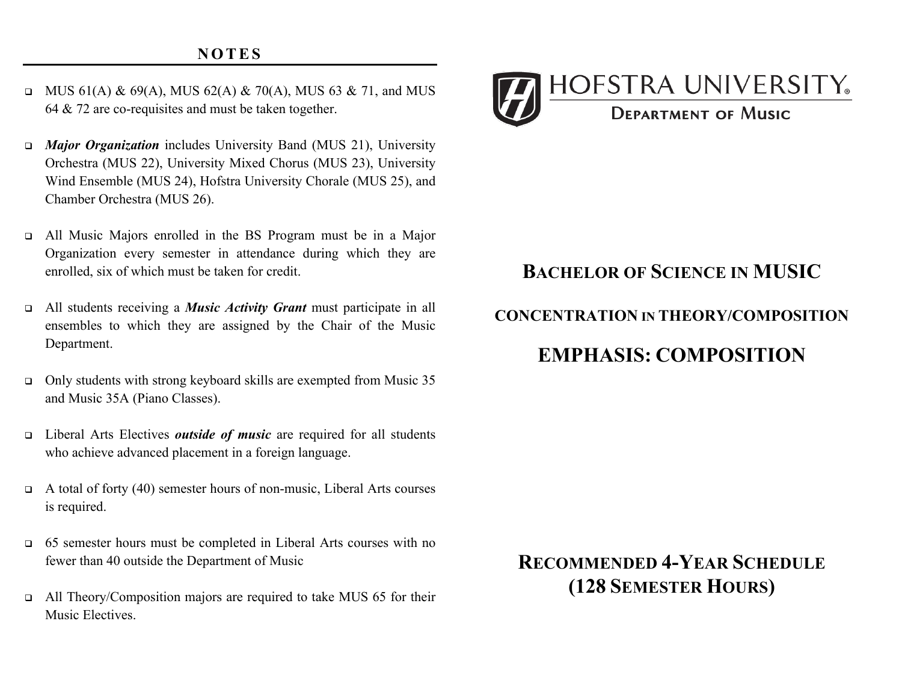## NOTES

- MUS 61(A) & 69(A), MUS 62(A) & 70(A), MUS 63 & 71, and MUS 64 & 72 are co-requisites and must be taken together.
- ***Major Organization*** includes University Band (MUS 21), University Orchestra (MUS 22), University Mixed Chorus (MUS 23), University Wind Ensemble (MUS 24), Hofstra University Chorale (MUS 25), and Chamber Orchestra (MUS 26).
- All Music Majors enrolled in the BS Program must be in a Major Organization every semester in attendance during which they are enrolled, six of which must be taken for credit.
- All students receiving a ***Music Activity Grant*** must participate in all ensembles to which they are assigned by the Chair of the Music Department.
- Only students with strong keyboard skills are exempted from Music 35 and Music 35A (Piano Classes).
- Liberal Arts Electives ***outside of music*** are required for all students who achieve advanced placement in a foreign language.
- A total of forty (40) semester hours of non-music, Liberal Arts courses is required.
- 65 semester hours must be completed in Liberal Arts courses with no fewer than 40 outside the Department of Music
- All Theory/Composition majors are required to take MUS 65 for their Music Electives.

HOFSTRA UNIVERSITY

DEPARTMENT OF MUSIC

# BACHELOR OF SCIENCE IN MUSIC

## CONCENTRATION IN THEORY/COMPOSITION

## EMPHASIS: COMPOSITION

## RECOMMENDED 4-YEAR SCHEDULE (128 SEMESTER HOURS)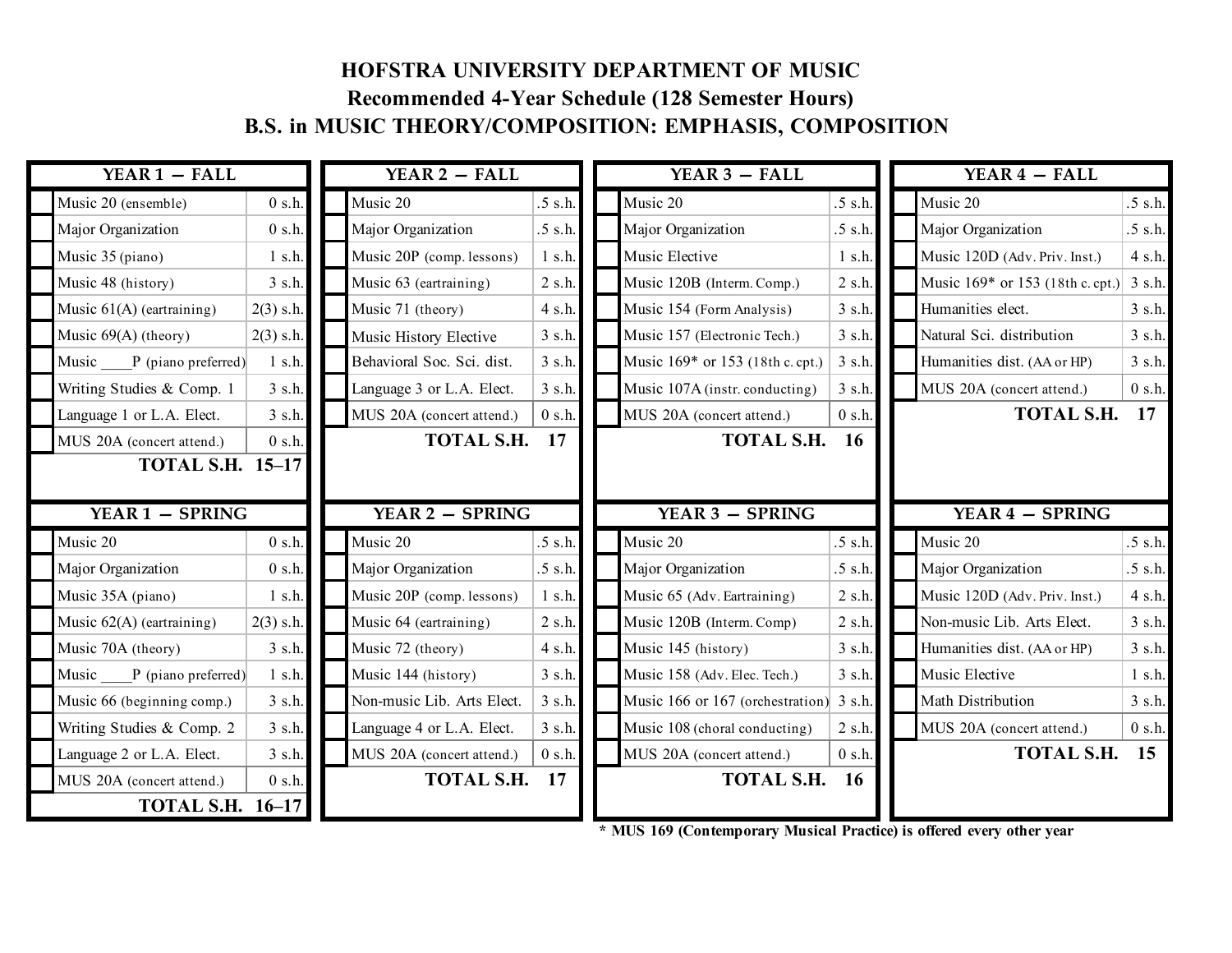# HOFSTRA UNIVERSITY DEPARTMENT OF MUSIC
## Recommended 4-Year Schedule (128 Semester Hours)
## B.S. in MUSIC THEORY/COMPOSITION: EMPHASIS, COMPOSITION

### YEAR 1 — FALL

| | | |
|---|---|---|
| | Music 20 (ensemble) | 0 s.h. |
| | Major Organization | 0 s.h. |
| | Music 35 (piano) | 1 s.h. |
| | Music 48 (history) | 3 s.h. |
| | Music 61(A) (eartraining) | 2(3) s.h. |
| | Music 69(A) (theory) | 2(3) s.h. |
| | Music ____P (piano preferred) | 1 s.h. |
| | Writing Studies & Comp. 1 | 3 s.h. |
| | Language 1 or L.A. Elect. | 3 s.h. |
| | MUS 20A (concert attend.) | 0 s.h. |
| | **TOTAL S.H.** | **15–17** |

### YEAR 1 — SPRING

| | | |
|---|---|---|
| | Music 20 | 0 s.h. |
| | Major Organization | 0 s.h. |
| | Music 35A (piano) | 1 s.h. |
| | Music 62(A) (eartraining) | 2(3) s.h. |
| | Music 70A (theory) | 3 s.h. |
| | Music ____P (piano preferred) | 1 s.h. |
| | Music 66 (beginning comp.) | 3 s.h. |
| | Writing Studies & Comp. 2 | 3 s.h. |
| | Language 2 or L.A. Elect. | 3 s.h. |
| | MUS 20A (concert attend.) | 0 s.h. |
| | **TOTAL S.H.** | **16–17** |

### YEAR 2 — FALL

| | | |
|---|---|---|
| | Music 20 | .5 s.h. |
| | Major Organization | .5 s.h. |
| | Music 20P (comp. lessons) | 1 s.h. |
| | Music 63 (eartraining) | 2 s.h. |
| | Music 71 (theory) | 4 s.h. |
| | Music History Elective | 3 s.h. |
| | Behavioral Soc. Sci. dist. | 3 s.h. |
| | Language 3 or L.A. Elect. | 3 s.h. |
| | MUS 20A (concert attend.) | 0 s.h. |
| | **TOTAL S.H.** | **17** |

### YEAR 2 — SPRING

| | | |
|---|---|---|
| | Music 20 | .5 s.h. |
| | Major Organization | .5 s.h. |
| | Music 20P (comp. lessons) | 1 s.h. |
| | Music 64 (eartraining) | 2 s.h. |
| | Music 72 (theory) | 4 s.h. |
| | Music 144 (history) | 3 s.h. |
| | Non-music Lib. Arts Elect. | 3 s.h. |
| | Language 4 or L.A. Elect. | 3 s.h. |
| | MUS 20A (concert attend.) | 0 s.h. |
| | **TOTAL S.H.** | **17** |

### YEAR 3 — FALL

| | | |
|---|---|---|
| | Music 20 | .5 s.h. |
| | Major Organization | .5 s.h. |
| | Music Elective | 1 s.h. |
| | Music 120B (Interm. Comp.) | 2 s.h. |
| | Music 154 (Form Analysis) | 3 s.h. |
| | Music 157 (Electronic Tech.) | 3 s.h. |
| | Music 169* or 153 (18th c. cpt.) | 3 s.h. |
| | Music 107A (instr. conducting) | 3 s.h. |
| | MUS 20A (concert attend.) | 0 s.h. |
| | **TOTAL S.H.** | **16** |

### YEAR 3 — SPRING

| | | |
|---|---|---|
| | Music 20 | .5 s.h. |
| | Major Organization | .5 s.h. |
| | Music 65 (Adv. Eartraining) | 2 s.h. |
| | Music 120B (Interm. Comp) | 2 s.h. |
| | Music 145 (history) | 3 s.h. |
| | Music 158 (Adv. Elec. Tech.) | 3 s.h. |
| | Music 166 or 167 (orchestration) | 3 s.h. |
| | Music 108 (choral conducting) | 2 s.h. |
| | MUS 20A (concert attend.) | 0 s.h. |
| | **TOTAL S.H.** | **16** |

### YEAR 4 — FALL

| | | |
|---|---|---|
| | Music 20 | .5 s.h. |
| | Major Organization | .5 s.h. |
| | Music 120D (Adv. Priv. Inst.) | 4 s.h. |
| | Music 169* or 153 (18th c. cpt.) | 3 s.h. |
| | Humanities elect. | 3 s.h. |
| | Natural Sci. distribution | 3 s.h. |
| | Humanities dist. (AA or HP) | 3 s.h. |
| | MUS 20A (concert attend.) | 0 s.h. |
| | **TOTAL S.H.** | **17** |

### YEAR 4 — SPRING

| | | |
|---|---|---|
| | Music 20 | .5 s.h. |
| | Major Organization | .5 s.h. |
| | Music 120D (Adv. Priv. Inst.) | 4 s.h. |
| | Non-music Lib. Arts Elect. | 3 s.h. |
| | Humanities dist. (AA or HP) | 3 s.h. |
| | Music Elective | 1 s.h. |
| | Math Distribution | 3 s.h. |
| | MUS 20A (concert attend.) | 0 s.h. |
| | **TOTAL S.H.** | **15** |

**\* MUS 169 (Contemporary Musical Practice) is offered every other year**